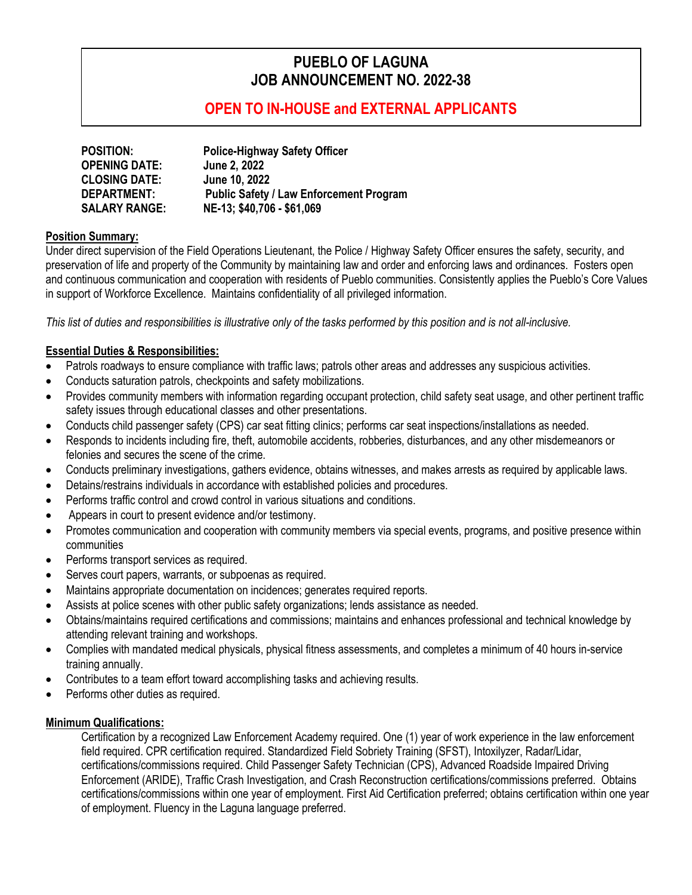# PUEBLO OF LAGUNA
# JOB ANNOUNCEMENT NO. 2022-38

## OPEN TO IN-HOUSE and EXTERNAL APPLICANTS

**POSITION:** Police-Highway Safety Officer
**OPENING DATE:** June 2, 2022
**CLOSING DATE:** June 10, 2022
**DEPARTMENT:** Public Safety / Law Enforcement Program
**SALARY RANGE:** NE-13; $40,706 - $61,069

**Position Summary:**

Under direct supervision of the Field Operations Lieutenant, the Police / Highway Safety Officer ensures the safety, security, and preservation of life and property of the Community by maintaining law and order and enforcing laws and ordinances. Fosters open and continuous communication and cooperation with residents of Pueblo communities. Consistently applies the Pueblo's Core Values in support of Workforce Excellence. Maintains confidentiality of all privileged information.

*This list of duties and responsibilities is illustrative only of the tasks performed by this position and is not all-inclusive.*

**Essential Duties & Responsibilities:**

- Patrols roadways to ensure compliance with traffic laws; patrols other areas and addresses any suspicious activities.
- Conducts saturation patrols, checkpoints and safety mobilizations.
- Provides community members with information regarding occupant protection, child safety seat usage, and other pertinent traffic safety issues through educational classes and other presentations.
- Conducts child passenger safety (CPS) car seat fitting clinics; performs car seat inspections/installations as needed.
- Responds to incidents including fire, theft, automobile accidents, robberies, disturbances, and any other misdemeanors or felonies and secures the scene of the crime.
- Conducts preliminary investigations, gathers evidence, obtains witnesses, and makes arrests as required by applicable laws.
- Detains/restrains individuals in accordance with established policies and procedures.
- Performs traffic control and crowd control in various situations and conditions.
- Appears in court to present evidence and/or testimony.
- Promotes communication and cooperation with community members via special events, programs, and positive presence within communities
- Performs transport services as required.
- Serves court papers, warrants, or subpoenas as required.
- Maintains appropriate documentation on incidences; generates required reports.
- Assists at police scenes with other public safety organizations; lends assistance as needed.
- Obtains/maintains required certifications and commissions; maintains and enhances professional and technical knowledge by attending relevant training and workshops.
- Complies with mandated medical physicals, physical fitness assessments, and completes a minimum of 40 hours in-service training annually.
- Contributes to a team effort toward accomplishing tasks and achieving results.
- Performs other duties as required.

**Minimum Qualifications:**

Certification by a recognized Law Enforcement Academy required. One (1) year of work experience in the law enforcement field required. CPR certification required. Standardized Field Sobriety Training (SFST), Intoxilyzer, Radar/Lidar, certifications/commissions required. Child Passenger Safety Technician (CPS), Advanced Roadside Impaired Driving Enforcement (ARIDE), Traffic Crash Investigation, and Crash Reconstruction certifications/commissions preferred. Obtains certifications/commissions within one year of employment. First Aid Certification preferred; obtains certification within one year of employment. Fluency in the Laguna language preferred.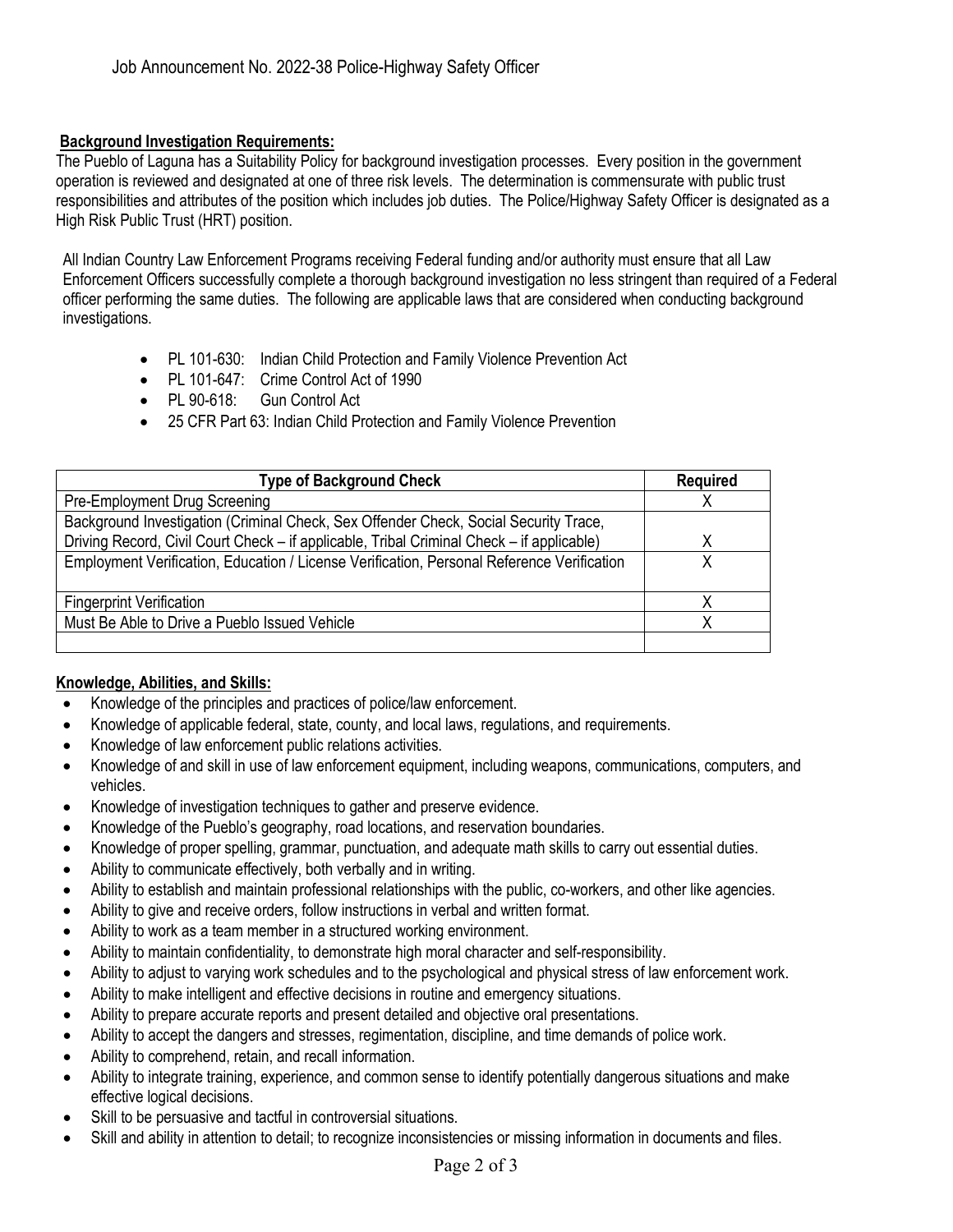Job Announcement No. 2022-38 Police-Highway Safety Officer

**Background Investigation Requirements:**

The Pueblo of Laguna has a Suitability Policy for background investigation processes. Every position in the government operation is reviewed and designated at one of three risk levels. The determination is commensurate with public trust responsibilities and attributes of the position which includes job duties. The Police/Highway Safety Officer is designated as a High Risk Public Trust (HRT) position.

All Indian Country Law Enforcement Programs receiving Federal funding and/or authority must ensure that all Law Enforcement Officers successfully complete a thorough background investigation no less stringent than required of a Federal officer performing the same duties. The following are applicable laws that are considered when conducting background investigations.

- PL 101-630: Indian Child Protection and Family Violence Prevention Act
- PL 101-647: Crime Control Act of 1990
- PL 90-618: Gun Control Act
- 25 CFR Part 63: Indian Child Protection and Family Violence Prevention

| Type of Background Check | Required |
|---|---|
| Pre-Employment Drug Screening | X |
| Background Investigation (Criminal Check, Sex Offender Check, Social Security Trace, Driving Record, Civil Court Check – if applicable, Tribal Criminal Check – if applicable) | X |
| Employment Verification, Education / License Verification, Personal Reference Verification | X |
| Fingerprint Verification | X |
| Must Be Able to Drive a Pueblo Issued Vehicle | X |
| | |

**Knowledge, Abilities, and Skills:**

- Knowledge of the principles and practices of police/law enforcement.
- Knowledge of applicable federal, state, county, and local laws, regulations, and requirements.
- Knowledge of law enforcement public relations activities.
- Knowledge of and skill in use of law enforcement equipment, including weapons, communications, computers, and vehicles.
- Knowledge of investigation techniques to gather and preserve evidence.
- Knowledge of the Pueblo's geography, road locations, and reservation boundaries.
- Knowledge of proper spelling, grammar, punctuation, and adequate math skills to carry out essential duties.
- Ability to communicate effectively, both verbally and in writing.
- Ability to establish and maintain professional relationships with the public, co-workers, and other like agencies.
- Ability to give and receive orders, follow instructions in verbal and written format.
- Ability to work as a team member in a structured working environment.
- Ability to maintain confidentiality, to demonstrate high moral character and self-responsibility.
- Ability to adjust to varying work schedules and to the psychological and physical stress of law enforcement work.
- Ability to make intelligent and effective decisions in routine and emergency situations.
- Ability to prepare accurate reports and present detailed and objective oral presentations.
- Ability to accept the dangers and stresses, regimentation, discipline, and time demands of police work.
- Ability to comprehend, retain, and recall information.
- Ability to integrate training, experience, and common sense to identify potentially dangerous situations and make effective logical decisions.
- Skill to be persuasive and tactful in controversial situations.
- Skill and ability in attention to detail; to recognize inconsistencies or missing information in documents and files.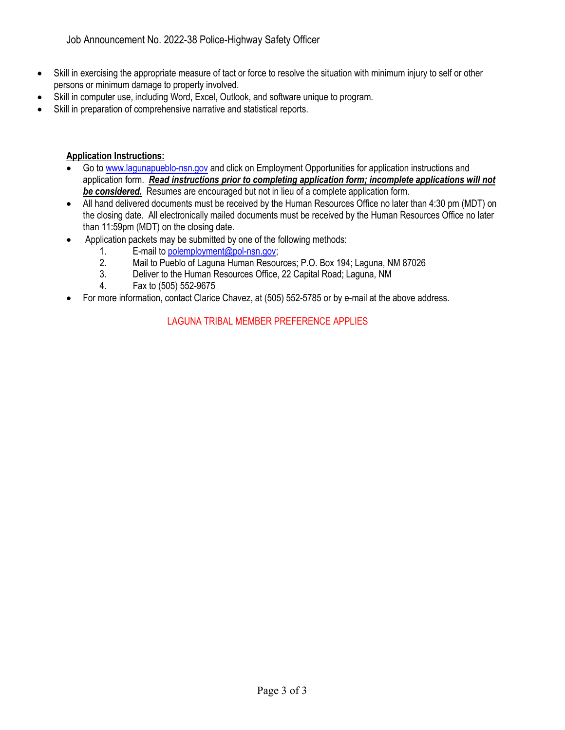- Skill in exercising the appropriate measure of tact or force to resolve the situation with minimum injury to self or other persons or minimum damage to property involved.
- Skill in computer use, including Word, Excel, Outlook, and software unique to program.
- Skill in preparation of comprehensive narrative and statistical reports.

**Application Instructions:**

- Go to www.lagunapueblo-nsn.gov and click on Employment Opportunities for application instructions and application form. ***Read instructions prior to completing application form; incomplete applications will not be considered.*** Resumes are encouraged but not in lieu of a complete application form.
- All hand delivered documents must be received by the Human Resources Office no later than 4:30 pm (MDT) on the closing date. All electronically mailed documents must be received by the Human Resources Office no later than 11:59pm (MDT) on the closing date.
- Application packets may be submitted by one of the following methods:
    1. E-mail to polemployment@pol-nsn.gov;
    2. Mail to Pueblo of Laguna Human Resources; P.O. Box 194; Laguna, NM 87026
    3. Deliver to the Human Resources Office, 22 Capital Road; Laguna, NM
    4. Fax to (505) 552-9675
- For more information, contact Clarice Chavez, at (505) 552-5785 or by e-mail at the above address.

LAGUNA TRIBAL MEMBER PREFERENCE APPLIES